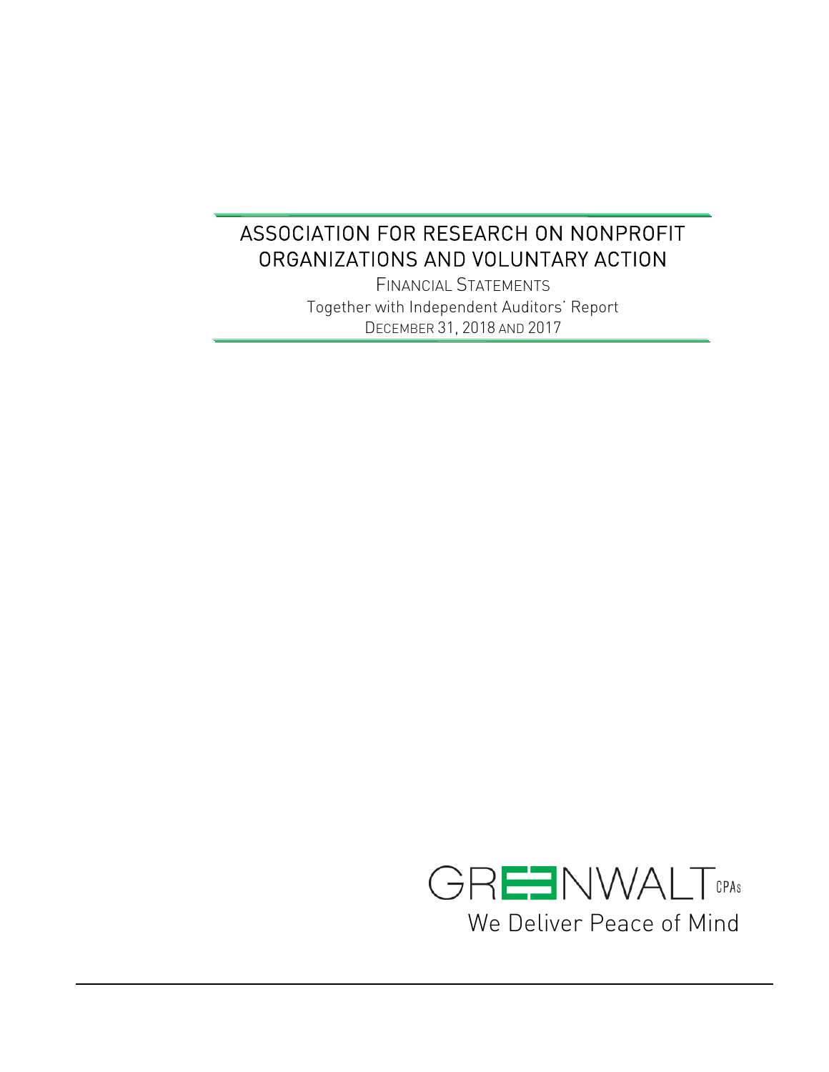# ASSOCIATION FOR RESEARCH ON NONPROFIT ORGANIZATIONS AND VOLUNTARY ACTION

FINANCIAL STATEMENTS

Together with Independent Auditors' Report

DECEMBER 31, 2018 AND 2017

GREENWALT CPAs

We Deliver Peace of Mind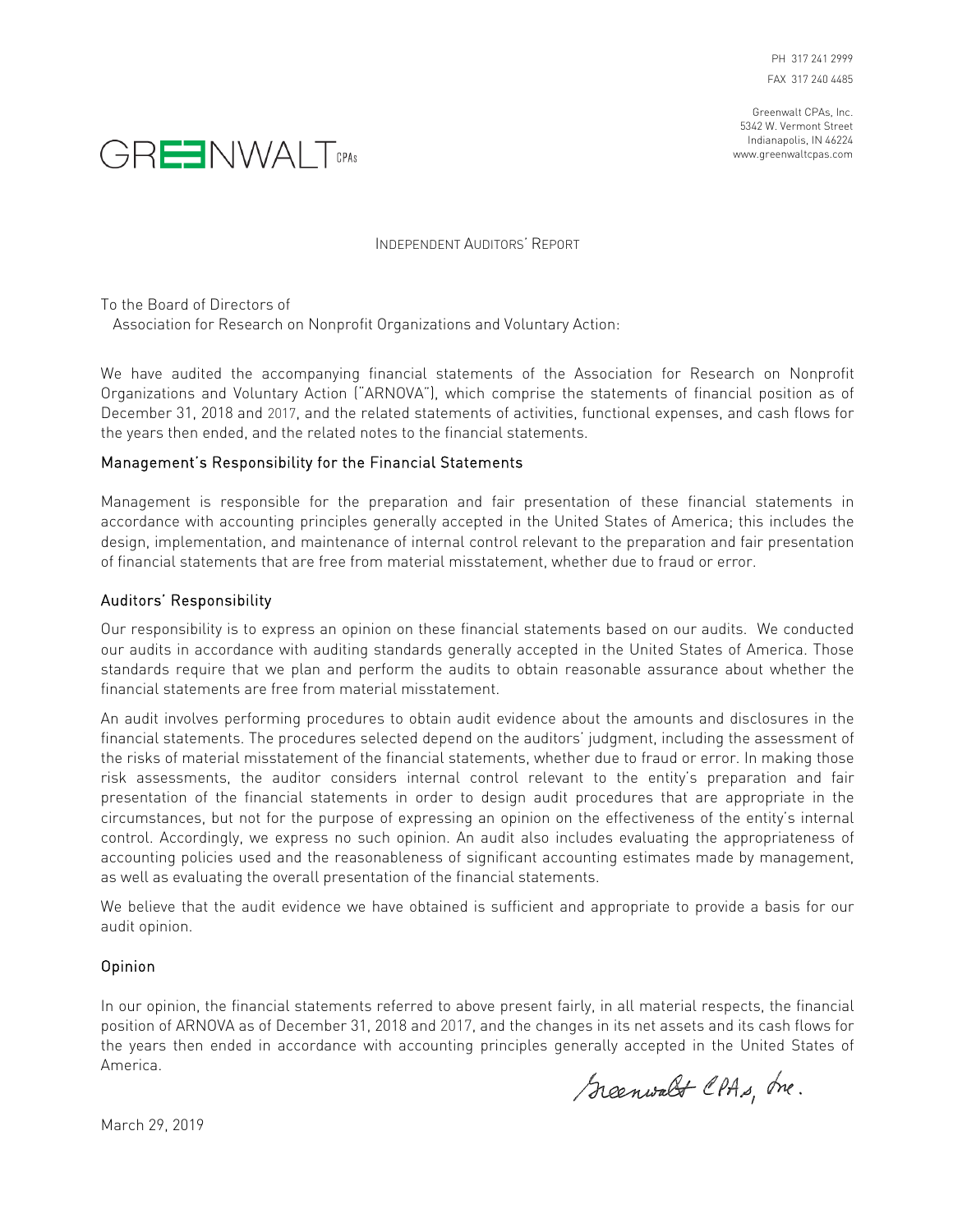PH 317 241 2999

FAX 317 240 4485

Greenwalt CPAs, Inc.
5342 W. Vermont Street
Indianapolis, IN 46224
www.greenwaltcpas.com

GREENWALT CPAs

INDEPENDENT AUDITORS' REPORT

To the Board of Directors of
Association for Research on Nonprofit Organizations and Voluntary Action:

We have audited the accompanying financial statements of the Association for Research on Nonprofit Organizations and Voluntary Action ("ARNOVA"), which comprise the statements of financial position as of December 31, 2018 and 2017, and the related statements of activities, functional expenses, and cash flows for the years then ended, and the related notes to the financial statements.

## Management's Responsibility for the Financial Statements

Management is responsible for the preparation and fair presentation of these financial statements in accordance with accounting principles generally accepted in the United States of America; this includes the design, implementation, and maintenance of internal control relevant to the preparation and fair presentation of financial statements that are free from material misstatement, whether due to fraud or error.

## Auditors' Responsibility

Our responsibility is to express an opinion on these financial statements based on our audits. We conducted our audits in accordance with auditing standards generally accepted in the United States of America. Those standards require that we plan and perform the audits to obtain reasonable assurance about whether the financial statements are free from material misstatement.

An audit involves performing procedures to obtain audit evidence about the amounts and disclosures in the financial statements. The procedures selected depend on the auditors' judgment, including the assessment of the risks of material misstatement of the financial statements, whether due to fraud or error. In making those risk assessments, the auditor considers internal control relevant to the entity's preparation and fair presentation of the financial statements in order to design audit procedures that are appropriate in the circumstances, but not for the purpose of expressing an opinion on the effectiveness of the entity's internal control. Accordingly, we express no such opinion. An audit also includes evaluating the appropriateness of accounting policies used and the reasonableness of significant accounting estimates made by management, as well as evaluating the overall presentation of the financial statements.

We believe that the audit evidence we have obtained is sufficient and appropriate to provide a basis for our audit opinion.

## Opinion

In our opinion, the financial statements referred to above present fairly, in all material respects, the financial position of ARNOVA as of December 31, 2018 and 2017, and the changes in its net assets and its cash flows for the years then ended in accordance with accounting principles generally accepted in the United States of America.

Greenwalt CPAs, Inc.

March 29, 2019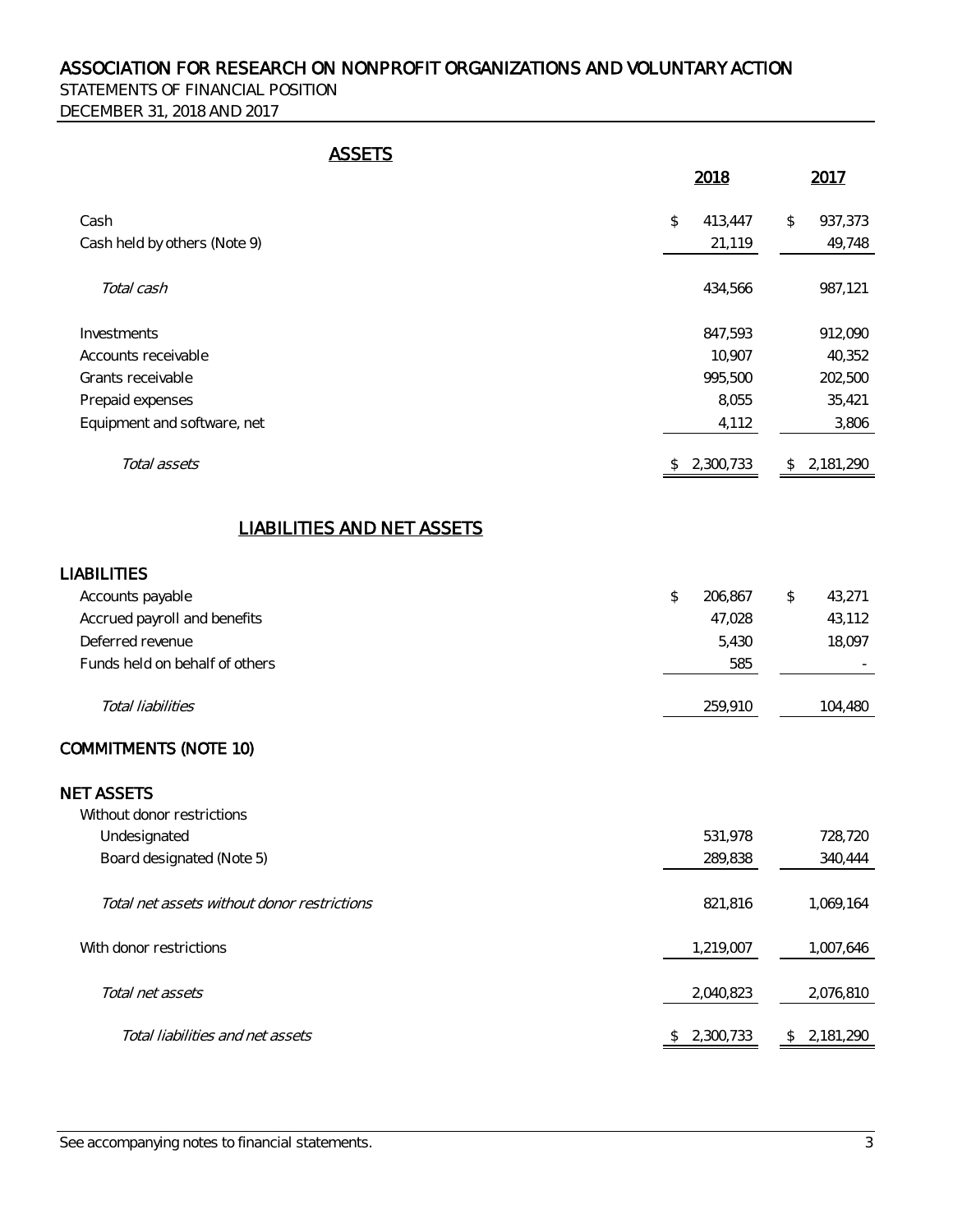# ASSOCIATION FOR RESEARCH ON NONPROFIT ORGANIZATIONS AND VOLUNTARY ACTION

STATEMENTS OF FINANCIAL POSITION

DECEMBER 31, 2018 AND 2017

## ASSETS

| | 2018 | 2017 |
|---|---|---|
| Cash | $ 413,447 | $ 937,373 |
| Cash held by others (Note 9) | 21,119 | 49,748 |
| *Total cash* | 434,566 | 987,121 |
| Investments | 847,593 | 912,090 |
| Accounts receivable | 10,907 | 40,352 |
| Grants receivable | 995,500 | 202,500 |
| Prepaid expenses | 8,055 | 35,421 |
| Equipment and software, net | 4,112 | 3,806 |
| *Total assets* | $ 2,300,733 | $ 2,181,290 |

## LIABILITIES AND NET ASSETS

| | 2018 | 2017 |
|---|---|---|
| **LIABILITIES** | | |
| Accounts payable | $ 206,867 | $ 43,271 |
| Accrued payroll and benefits | 47,028 | 43,112 |
| Deferred revenue | 5,430 | 18,097 |
| Funds held on behalf of others | 585 | - |
| *Total liabilities* | 259,910 | 104,480 |
| **COMMITMENTS (NOTE 10)** | | |
| **NET ASSETS** | | |
| Without donor restrictions | | |
| Undesignated | 531,978 | 728,720 |
| Board designated (Note 5) | 289,838 | 340,444 |
| *Total net assets without donor restrictions* | 821,816 | 1,069,164 |
| With donor restrictions | 1,219,007 | 1,007,646 |
| *Total net assets* | 2,040,823 | 2,076,810 |
| *Total liabilities and net assets* | $ 2,300,733 | $ 2,181,290 |

See accompanying notes to financial statements.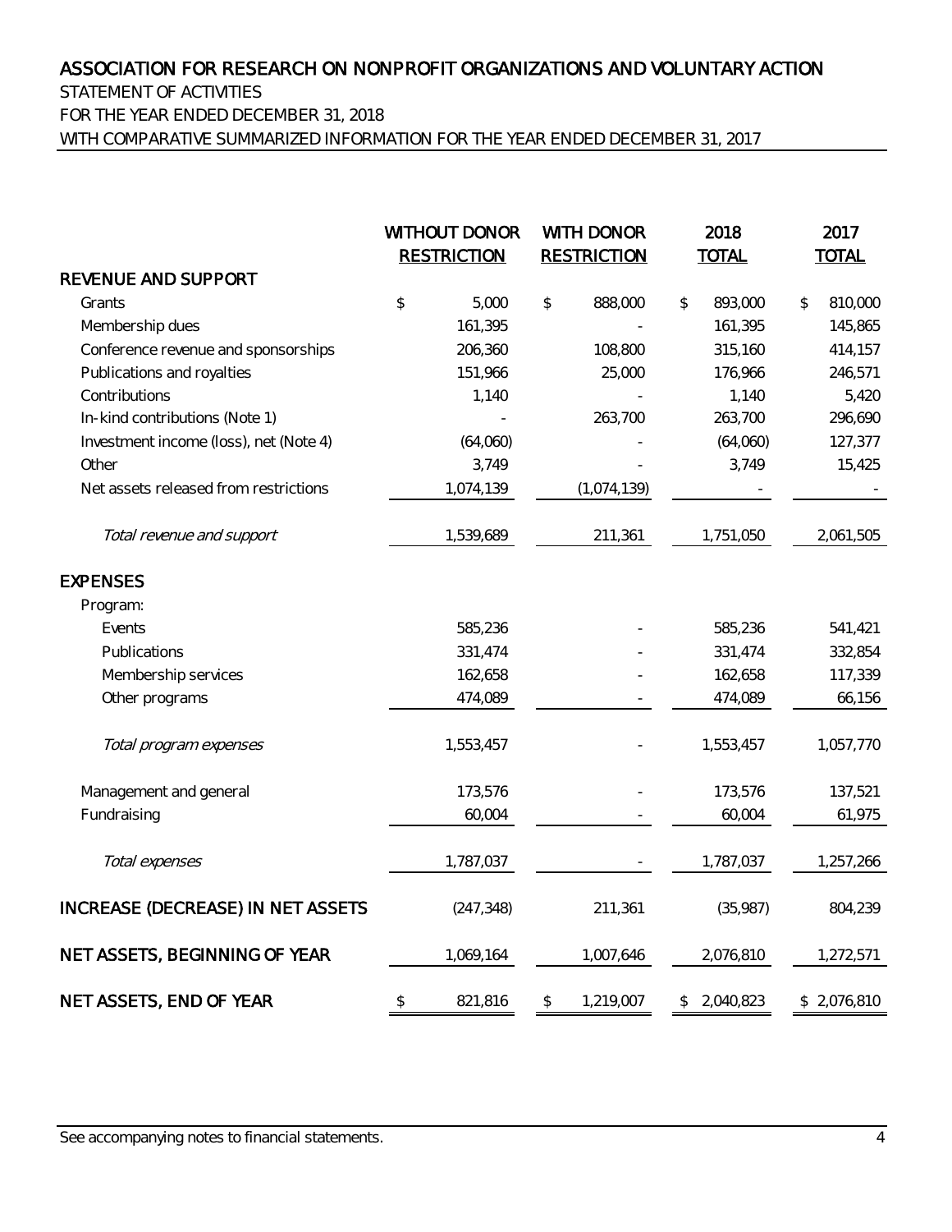# ASSOCIATION FOR RESEARCH ON NONPROFIT ORGANIZATIONS AND VOLUNTARY ACTION

STATEMENT OF ACTIVITIES

FOR THE YEAR ENDED DECEMBER 31, 2018

WITH COMPARATIVE SUMMARIZED INFORMATION FOR THE YEAR ENDED DECEMBER 31, 2017

| | WITHOUT DONOR RESTRICTION | WITH DONOR RESTRICTION | 2018 TOTAL | 2017 TOTAL |
|---|---|---|---|---|
| **REVENUE AND SUPPORT** | | | | |
| Grants | $ 5,000 | $ 888,000 | $ 893,000 | $ 810,000 |
| Membership dues | 161,395 | - | 161,395 | 145,865 |
| Conference revenue and sponsorships | 206,360 | 108,800 | 315,160 | 414,157 |
| Publications and royalties | 151,966 | 25,000 | 176,966 | 246,571 |
| Contributions | 1,140 | - | 1,140 | 5,420 |
| In-kind contributions (Note 1) | - | 263,700 | 263,700 | 296,690 |
| Investment income (loss), net (Note 4) | (64,060) | - | (64,060) | 127,377 |
| Other | 3,749 | - | 3,749 | 15,425 |
| Net assets released from restrictions | 1,074,139 | (1,074,139) | - | - |
| *Total revenue and support* | 1,539,689 | 211,361 | 1,751,050 | 2,061,505 |
| **EXPENSES** | | | | |
| Program: | | | | |
| Events | 585,236 | - | 585,236 | 541,421 |
| Publications | 331,474 | - | 331,474 | 332,854 |
| Membership services | 162,658 | - | 162,658 | 117,339 |
| Other programs | 474,089 | - | 474,089 | 66,156 |
| *Total program expenses* | 1,553,457 | - | 1,553,457 | 1,057,770 |
| Management and general | 173,576 | - | 173,576 | 137,521 |
| Fundraising | 60,004 | - | 60,004 | 61,975 |
| *Total expenses* | 1,787,037 | - | 1,787,037 | 1,257,266 |
| **INCREASE (DECREASE) IN NET ASSETS** | (247,348) | 211,361 | (35,987) | 804,239 |
| **NET ASSETS, BEGINNING OF YEAR** | 1,069,164 | 1,007,646 | 2,076,810 | 1,272,571 |
| **NET ASSETS, END OF YEAR** | $ 821,816 | $ 1,219,007 | $ 2,040,823 | $ 2,076,810 |

See accompanying notes to financial statements.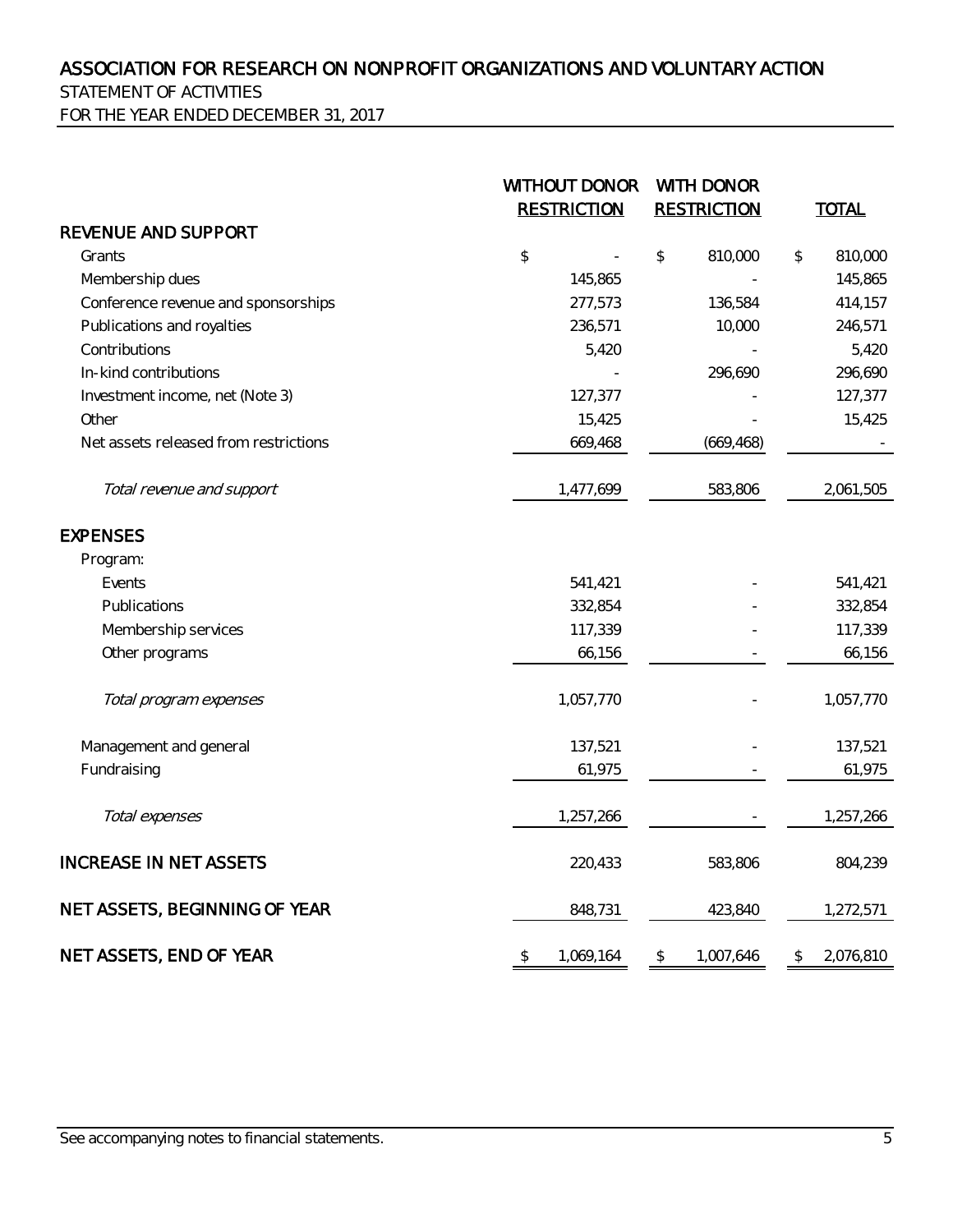# ASSOCIATION FOR RESEARCH ON NONPROFIT ORGANIZATIONS AND VOLUNTARY ACTION

## STATEMENT OF ACTIVITIES

## FOR THE YEAR ENDED DECEMBER 31, 2017

| | WITHOUT DONOR RESTRICTION | WITH DONOR RESTRICTION | TOTAL |
|---|---|---|---|
| **REVENUE AND SUPPORT** | | | |
| Grants | $ - | $ 810,000 | $ 810,000 |
| Membership dues | 145,865 | - | 145,865 |
| Conference revenue and sponsorships | 277,573 | 136,584 | 414,157 |
| Publications and royalties | 236,571 | 10,000 | 246,571 |
| Contributions | 5,420 | - | 5,420 |
| In-kind contributions | - | 296,690 | 296,690 |
| Investment income, net (Note 3) | 127,377 | - | 127,377 |
| Other | 15,425 | - | 15,425 |
| Net assets released from restrictions | 669,468 | (669,468) | - |
| *Total revenue and support* | 1,477,699 | 583,806 | 2,061,505 |
| **EXPENSES** | | | |
| Program: | | | |
| Events | 541,421 | - | 541,421 |
| Publications | 332,854 | - | 332,854 |
| Membership services | 117,339 | - | 117,339 |
| Other programs | 66,156 | - | 66,156 |
| *Total program expenses* | 1,057,770 | - | 1,057,770 |
| Management and general | 137,521 | - | 137,521 |
| Fundraising | 61,975 | - | 61,975 |
| *Total expenses* | 1,257,266 | - | 1,257,266 |
| **INCREASE IN NET ASSETS** | 220,433 | 583,806 | 804,239 |
| **NET ASSETS, BEGINNING OF YEAR** | 848,731 | 423,840 | 1,272,571 |
| **NET ASSETS, END OF YEAR** | $ 1,069,164 | $ 1,007,646 | $ 2,076,810 |

See accompanying notes to financial statements.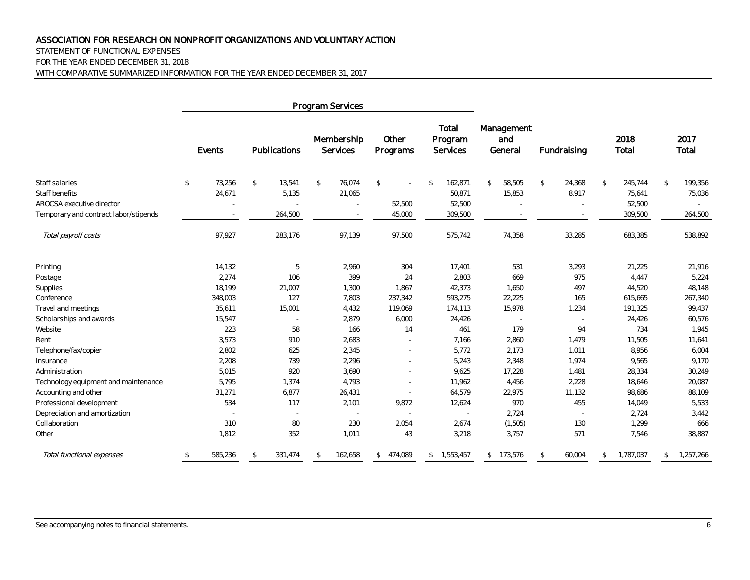# ASSOCIATION FOR RESEARCH ON NONPROFIT ORGANIZATIONS AND VOLUNTARY ACTION

STATEMENT OF FUNCTIONAL EXPENSES
FOR THE YEAR ENDED DECEMBER 31, 2018
WITH COMPARATIVE SUMMARIZED INFORMATION FOR THE YEAR ENDED DECEMBER 31, 2017

| | Program Services | | | | | | | | |
|---|---|---|---|---|---|---|---|---|---|
| | Events | Publications | Membership Services | Other Programs | Total Program Services | Management and General | Fundraising | 2018 Total | 2017 Total |
| Staff salaries | $ 73,256 | $ 13,541 | $ 76,074 | $ - | $ 162,871 | $ 58,505 | $ 24,368 | $ 245,744 | $ 199,356 |
| Staff benefits | 24,671 | 5,135 | 21,065 | | 50,871 | 15,853 | 8,917 | 75,641 | 75,036 |
| AROCSA executive director | - | - | - | 52,500 | 52,500 | - | - | 52,500 | - |
| Temporary and contract labor/stipends | - | 264,500 | - | 45,000 | 309,500 | - | - | 309,500 | 264,500 |
| *Total payroll costs* | 97,927 | 283,176 | 97,139 | 97,500 | 575,742 | 74,358 | 33,285 | 683,385 | 538,892 |
| Printing | 14,132 | 5 | 2,960 | 304 | 17,401 | 531 | 3,293 | 21,225 | 21,916 |
| Postage | 2,274 | 106 | 399 | 24 | 2,803 | 669 | 975 | 4,447 | 5,224 |
| Supplies | 18,199 | 21,007 | 1,300 | 1,867 | 42,373 | 1,650 | 497 | 44,520 | 48,148 |
| Conference | 348,003 | 127 | 7,803 | 237,342 | 593,275 | 22,225 | 165 | 615,665 | 267,340 |
| Travel and meetings | 35,611 | 15,001 | 4,432 | 119,069 | 174,113 | 15,978 | 1,234 | 191,325 | 99,437 |
| Scholarships and awards | 15,547 | - | 2,879 | 6,000 | 24,426 | - | - | 24,426 | 60,576 |
| Website | 223 | 58 | 166 | 14 | 461 | 179 | 94 | 734 | 1,945 |
| Rent | 3,573 | 910 | 2,683 | - | 7,166 | 2,860 | 1,479 | 11,505 | 11,641 |
| Telephone/fax/copier | 2,802 | 625 | 2,345 | - | 5,772 | 2,173 | 1,011 | 8,956 | 6,004 |
| Insurance | 2,208 | 739 | 2,296 | - | 5,243 | 2,348 | 1,974 | 9,565 | 9,170 |
| Administration | 5,015 | 920 | 3,690 | - | 9,625 | 17,228 | 1,481 | 28,334 | 30,249 |
| Technology equipment and maintenance | 5,795 | 1,374 | 4,793 | - | 11,962 | 4,456 | 2,228 | 18,646 | 20,087 |
| Accounting and other | 31,271 | 6,877 | 26,431 | - | 64,579 | 22,975 | 11,132 | 98,686 | 88,109 |
| Professional development | 534 | 117 | 2,101 | 9,872 | 12,624 | 970 | 455 | 14,049 | 5,533 |
| Depreciation and amortization | - | - | - | - | - | 2,724 | - | 2,724 | 3,442 |
| Collaboration | 310 | 80 | 230 | 2,054 | 2,674 | (1,505) | 130 | 1,299 | 666 |
| Other | 1,812 | 352 | 1,011 | 43 | 3,218 | 3,757 | 571 | 7,546 | 38,887 |
| *Total functional expenses* | $ 585,236 | $ 331,474 | $ 162,658 | $ 474,089 | $ 1,553,457 | $ 173,576 | $ 60,004 | $ 1,787,037 | $ 1,257,266 |

See accompanying notes to financial statements.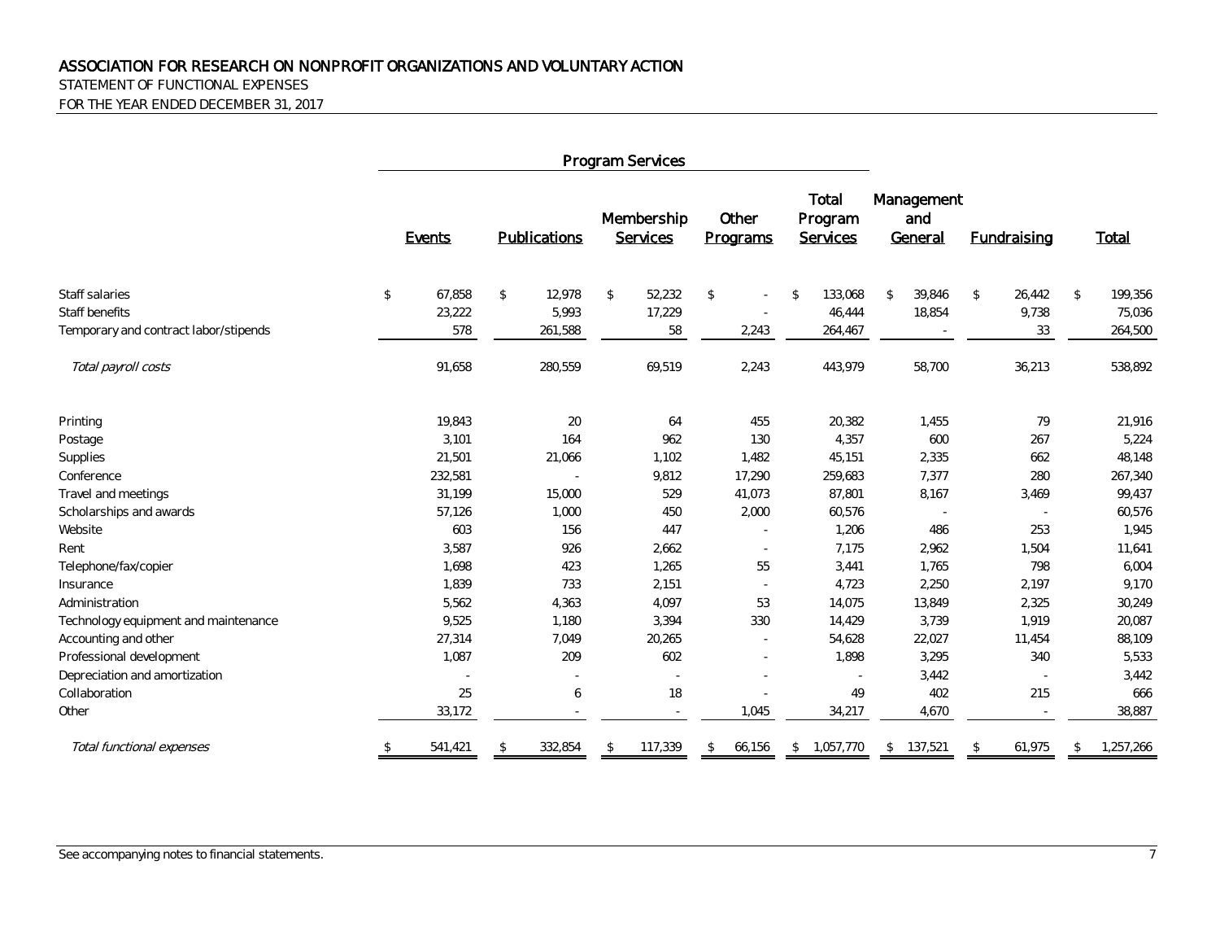# ASSOCIATION FOR RESEARCH ON NONPROFIT ORGANIZATIONS AND VOLUNTARY ACTION

STATEMENT OF FUNCTIONAL EXPENSES

FOR THE YEAR ENDED DECEMBER 31, 2017

| | Program Services | | | | | | | |
|---|---|---|---|---|---|---|---|---|
| | Events | Publications | Membership Services | Other Programs | Total Program Services | Management and General | Fundraising | Total |
| Staff salaries | $ 67,858 | $ 12,978 | $ 52,232 | $ - | $ 133,068 | $ 39,846 | $ 26,442 | $ 199,356 |
| Staff benefits | 23,222 | 5,993 | 17,229 | - | 46,444 | 18,854 | 9,738 | 75,036 |
| Temporary and contract labor/stipends | 578 | 261,588 | 58 | 2,243 | 264,467 | - | 33 | 264,500 |
| *Total payroll costs* | 91,658 | 280,559 | 69,519 | 2,243 | 443,979 | 58,700 | 36,213 | 538,892 |
| Printing | 19,843 | 20 | 64 | 455 | 20,382 | 1,455 | 79 | 21,916 |
| Postage | 3,101 | 164 | 962 | 130 | 4,357 | 600 | 267 | 5,224 |
| Supplies | 21,501 | 21,066 | 1,102 | 1,482 | 45,151 | 2,335 | 662 | 48,148 |
| Conference | 232,581 | - | 9,812 | 17,290 | 259,683 | 7,377 | 280 | 267,340 |
| Travel and meetings | 31,199 | 15,000 | 529 | 41,073 | 87,801 | 8,167 | 3,469 | 99,437 |
| Scholarships and awards | 57,126 | 1,000 | 450 | 2,000 | 60,576 | - | - | 60,576 |
| Website | 603 | 156 | 447 | - | 1,206 | 486 | 253 | 1,945 |
| Rent | 3,587 | 926 | 2,662 | - | 7,175 | 2,962 | 1,504 | 11,641 |
| Telephone/fax/copier | 1,698 | 423 | 1,265 | 55 | 3,441 | 1,765 | 798 | 6,004 |
| Insurance | 1,839 | 733 | 2,151 | - | 4,723 | 2,250 | 2,197 | 9,170 |
| Administration | 5,562 | 4,363 | 4,097 | 53 | 14,075 | 13,849 | 2,325 | 30,249 |
| Technology equipment and maintenance | 9,525 | 1,180 | 3,394 | 330 | 14,429 | 3,739 | 1,919 | 20,087 |
| Accounting and other | 27,314 | 7,049 | 20,265 | - | 54,628 | 22,027 | 11,454 | 88,109 |
| Professional development | 1,087 | 209 | 602 | - | 1,898 | 3,295 | 340 | 5,533 |
| Depreciation and amortization | - | - | - | - | - | 3,442 | - | 3,442 |
| Collaboration | 25 | 6 | 18 | - | 49 | 402 | 215 | 666 |
| Other | 33,172 | - | - | 1,045 | 34,217 | 4,670 | - | 38,887 |
| *Total functional expenses* | $ 541,421 | $ 332,854 | $ 117,339 | $ 66,156 | $ 1,057,770 | $ 137,521 | $ 61,975 | $ 1,257,266 |

See accompanying notes to financial statements.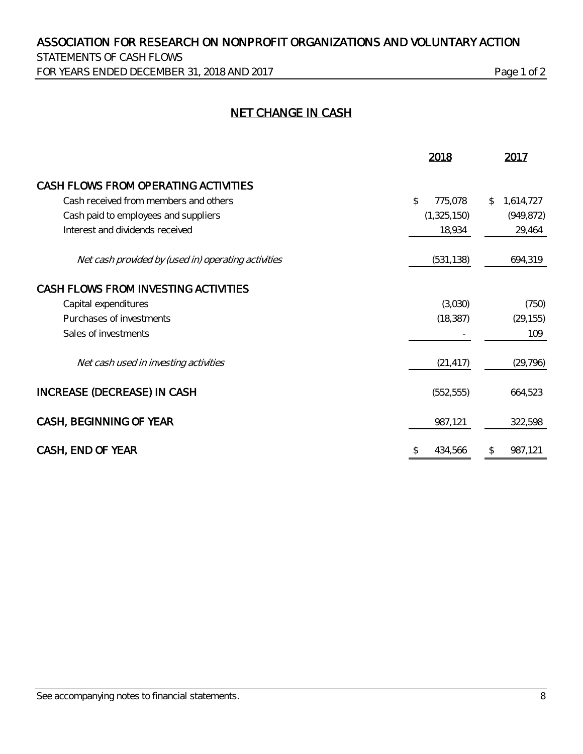# ASSOCIATION FOR RESEARCH ON NONPROFIT ORGANIZATIONS AND VOLUNTARY ACTION

STATEMENTS OF CASH FLOWS

FOR YEARS ENDED DECEMBER 31, 2018 AND 2017

## NET CHANGE IN CASH

| | 2018 | 2017 |
|---|---|---|
| **CASH FLOWS FROM OPERATING ACTIVITIES** | | |
| Cash received from members and others | $ 775,078 | $ 1,614,727 |
| Cash paid to employees and suppliers | (1,325,150) | (949,872) |
| Interest and dividends received | 18,934 | 29,464 |
| *Net cash provided by (used in) operating activities* | (531,138) | 694,319 |
| **CASH FLOWS FROM INVESTING ACTIVITIES** | | |
| Capital expenditures | (3,030) | (750) |
| Purchases of investments | (18,387) | (29,155) |
| Sales of investments | - | 109 |
| *Net cash used in investing activities* | (21,417) | (29,796) |
| **INCREASE (DECREASE) IN CASH** | (552,555) | 664,523 |
| **CASH, BEGINNING OF YEAR** | 987,121 | 322,598 |
| **CASH, END OF YEAR** | $ 434,566 | $ 987,121 |

See accompanying notes to financial statements.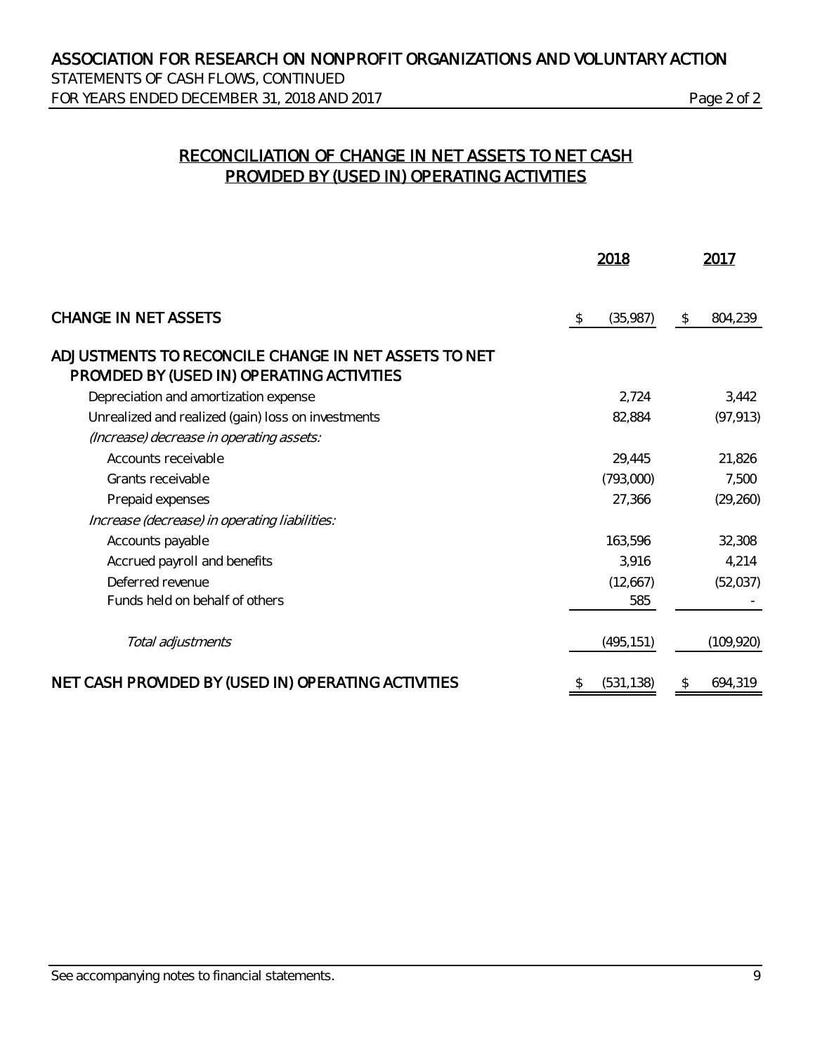# ASSOCIATION FOR RESEARCH ON NONPROFIT ORGANIZATIONS AND VOLUNTARY ACTION

STATEMENTS OF CASH FLOWS, CONTINUED

FOR YEARS ENDED DECEMBER 31, 2018 AND 2017

## RECONCILIATION OF CHANGE IN NET ASSETS TO NET CASH PROVIDED BY (USED IN) OPERATING ACTIVITIES

| | 2018 | 2017 |
|---|---|---|
| **CHANGE IN NET ASSETS** | $ (35,987) | $ 804,239 |
| **ADJUSTMENTS TO RECONCILE CHANGE IN NET ASSETS TO NET PROVIDED BY (USED IN) OPERATING ACTIVITIES** | | |
| Depreciation and amortization expense | 2,724 | 3,442 |
| Unrealized and realized (gain) loss on investments | 82,884 | (97,913) |
| *(Increase) decrease in operating assets:* | | |
| Accounts receivable | 29,445 | 21,826 |
| Grants receivable | (793,000) | 7,500 |
| Prepaid expenses | 27,366 | (29,260) |
| *Increase (decrease) in operating liabilities:* | | |
| Accounts payable | 163,596 | 32,308 |
| Accrued payroll and benefits | 3,916 | 4,214 |
| Deferred revenue | (12,667) | (52,037) |
| Funds held on behalf of others | 585 | - |
| *Total adjustments* | (495,151) | (109,920) |
| **NET CASH PROVIDED BY (USED IN) OPERATING ACTIVITIES** | $ (531,138) | $ 694,319 |

See accompanying notes to financial statements.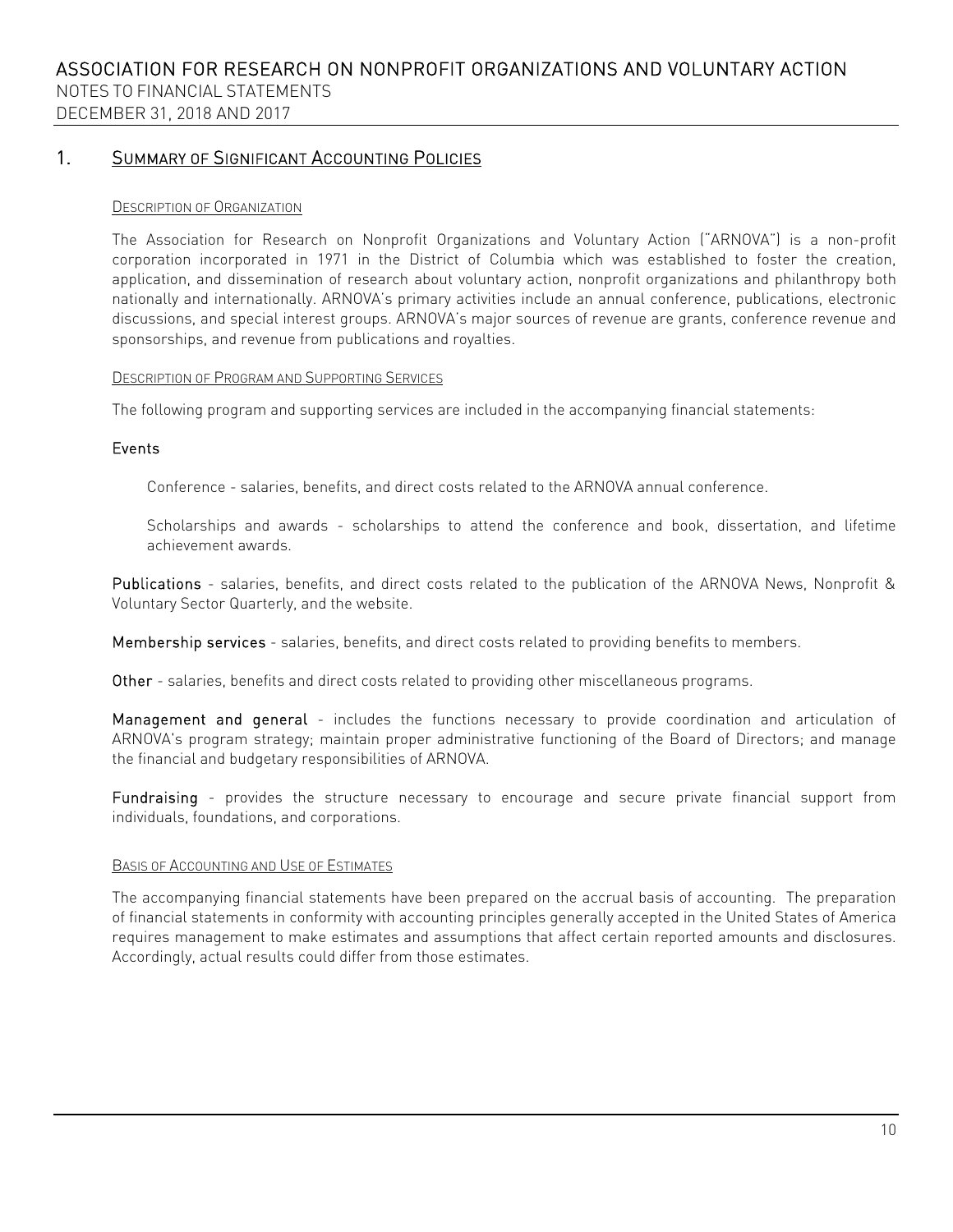## 1. Summary of Significant Accounting Policies

### Description of Organization

The Association for Research on Nonprofit Organizations and Voluntary Action ("ARNOVA") is a non-profit corporation incorporated in 1971 in the District of Columbia which was established to foster the creation, application, and dissemination of research about voluntary action, nonprofit organizations and philanthropy both nationally and internationally. ARNOVA's primary activities include an annual conference, publications, electronic discussions, and special interest groups. ARNOVA's major sources of revenue are grants, conference revenue and sponsorships, and revenue from publications and royalties.

### Description of Program and Supporting Services

The following program and supporting services are included in the accompanying financial statements:

**Events**

Conference - salaries, benefits, and direct costs related to the ARNOVA annual conference.

Scholarships and awards - scholarships to attend the conference and book, dissertation, and lifetime achievement awards.

**Publications** - salaries, benefits, and direct costs related to the publication of the ARNOVA News, Nonprofit & Voluntary Sector Quarterly, and the website.

**Membership services** - salaries, benefits, and direct costs related to providing benefits to members.

**Other** - salaries, benefits and direct costs related to providing other miscellaneous programs.

**Management and general** - includes the functions necessary to provide coordination and articulation of ARNOVA's program strategy; maintain proper administrative functioning of the Board of Directors; and manage the financial and budgetary responsibilities of ARNOVA.

**Fundraising** - provides the structure necessary to encourage and secure private financial support from individuals, foundations, and corporations.

### Basis of Accounting and Use of Estimates

The accompanying financial statements have been prepared on the accrual basis of accounting. The preparation of financial statements in conformity with accounting principles generally accepted in the United States of America requires management to make estimates and assumptions that affect certain reported amounts and disclosures. Accordingly, actual results could differ from those estimates.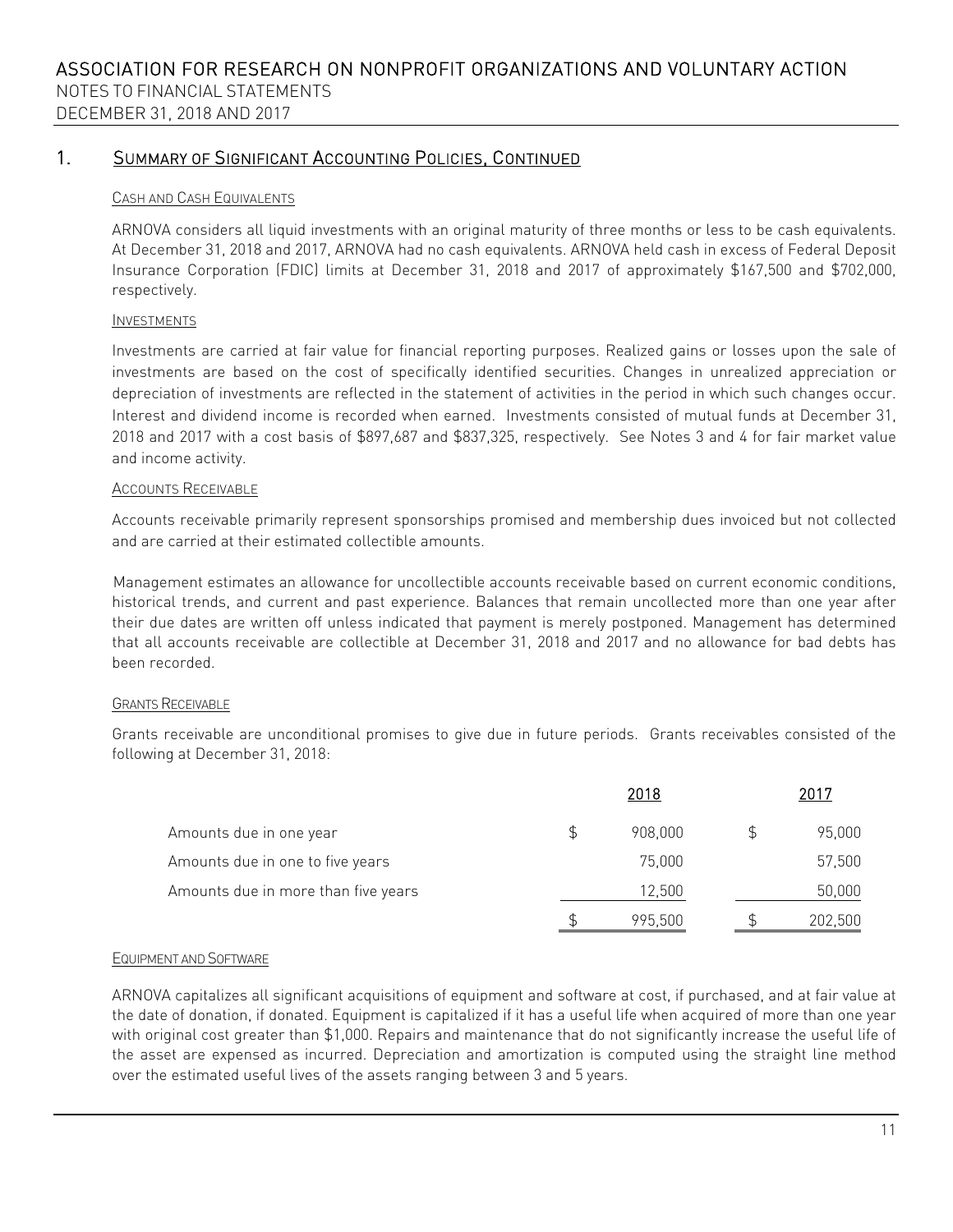## 1. Summary of Significant Accounting Policies, Continued

### Cash and Cash Equivalents

ARNOVA considers all liquid investments with an original maturity of three months or less to be cash equivalents. At December 31, 2018 and 2017, ARNOVA had no cash equivalents. ARNOVA held cash in excess of Federal Deposit Insurance Corporation (FDIC) limits at December 31, 2018 and 2017 of approximately $167,500 and $702,000, respectively.

### Investments

Investments are carried at fair value for financial reporting purposes. Realized gains or losses upon the sale of investments are based on the cost of specifically identified securities. Changes in unrealized appreciation or depreciation of investments are reflected in the statement of activities in the period in which such changes occur. Interest and dividend income is recorded when earned. Investments consisted of mutual funds at December 31, 2018 and 2017 with a cost basis of $897,687 and $837,325, respectively. See Notes 3 and 4 for fair market value and income activity.

### Accounts Receivable

Accounts receivable primarily represent sponsorships promised and membership dues invoiced but not collected and are carried at their estimated collectible amounts.

Management estimates an allowance for uncollectible accounts receivable based on current economic conditions, historical trends, and current and past experience. Balances that remain uncollected more than one year after their due dates are written off unless indicated that payment is merely postponed. Management has determined that all accounts receivable are collectible at December 31, 2018 and 2017 and no allowance for bad debts has been recorded.

### Grants Receivable

Grants receivable are unconditional promises to give due in future periods. Grants receivables consisted of the following at December 31, 2018:

| | 2018 | 2017 |
|---|---|---|
| Amounts due in one year | $ 908,000 | $ 95,000 |
| Amounts due in one to five years | 75,000 | 57,500 |
| Amounts due in more than five years | 12,500 | 50,000 |
| | $ 995,500 | $ 202,500 |

### Equipment and Software

ARNOVA capitalizes all significant acquisitions of equipment and software at cost, if purchased, and at fair value at the date of donation, if donated. Equipment is capitalized if it has a useful life when acquired of more than one year with original cost greater than $1,000. Repairs and maintenance that do not significantly increase the useful life of the asset are expensed as incurred. Depreciation and amortization is computed using the straight line method over the estimated useful lives of the assets ranging between 3 and 5 years.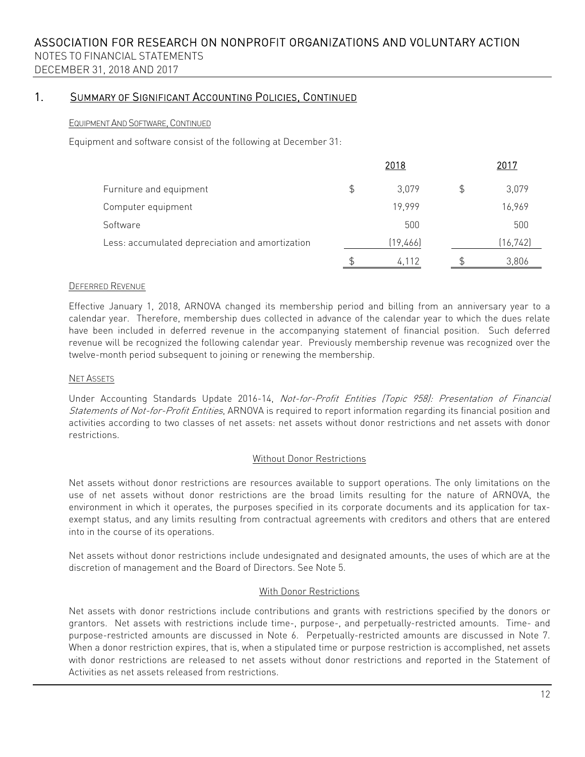## 1. Summary of Significant Accounting Policies, Continued

#### Equipment And Software, Continued

Equipment and software consist of the following at December 31:

| | 2018 | 2017 |
|---|---|---|
| Furniture and equipment | $ 3,079 | $ 3,079 |
| Computer equipment | 19,999 | 16,969 |
| Software | 500 | 500 |
| Less: accumulated depreciation and amortization | (19,466) | (16,742) |
| | $ 4,112 | $ 3,806 |

#### Deferred Revenue

Effective January 1, 2018, ARNOVA changed its membership period and billing from an anniversary year to a calendar year. Therefore, membership dues collected in advance of the calendar year to which the dues relate have been included in deferred revenue in the accompanying statement of financial position. Such deferred revenue will be recognized the following calendar year. Previously membership revenue was recognized over the twelve-month period subsequent to joining or renewing the membership.

#### Net Assets

Under Accounting Standards Update 2016-14, *Not-for-Profit Entities (Topic 958): Presentation of Financial Statements of Not-for-Profit Entities*, ARNOVA is required to report information regarding its financial position and activities according to two classes of net assets: net assets without donor restrictions and net assets with donor restrictions.

##### Without Donor Restrictions

Net assets without donor restrictions are resources available to support operations. The only limitations on the use of net assets without donor restrictions are the broad limits resulting for the nature of ARNOVA, the environment in which it operates, the purposes specified in its corporate documents and its application for tax-exempt status, and any limits resulting from contractual agreements with creditors and others that are entered into in the course of its operations.

Net assets without donor restrictions include undesignated and designated amounts, the uses of which are at the discretion of management and the Board of Directors. See Note 5.

##### With Donor Restrictions

Net assets with donor restrictions include contributions and grants with restrictions specified by the donors or grantors. Net assets with restrictions include time-, purpose-, and perpetually-restricted amounts. Time- and purpose-restricted amounts are discussed in Note 6. Perpetually-restricted amounts are discussed in Note 7. When a donor restriction expires, that is, when a stipulated time or purpose restriction is accomplished, net assets with donor restrictions are released to net assets without donor restrictions and reported in the Statement of Activities as net assets released from restrictions.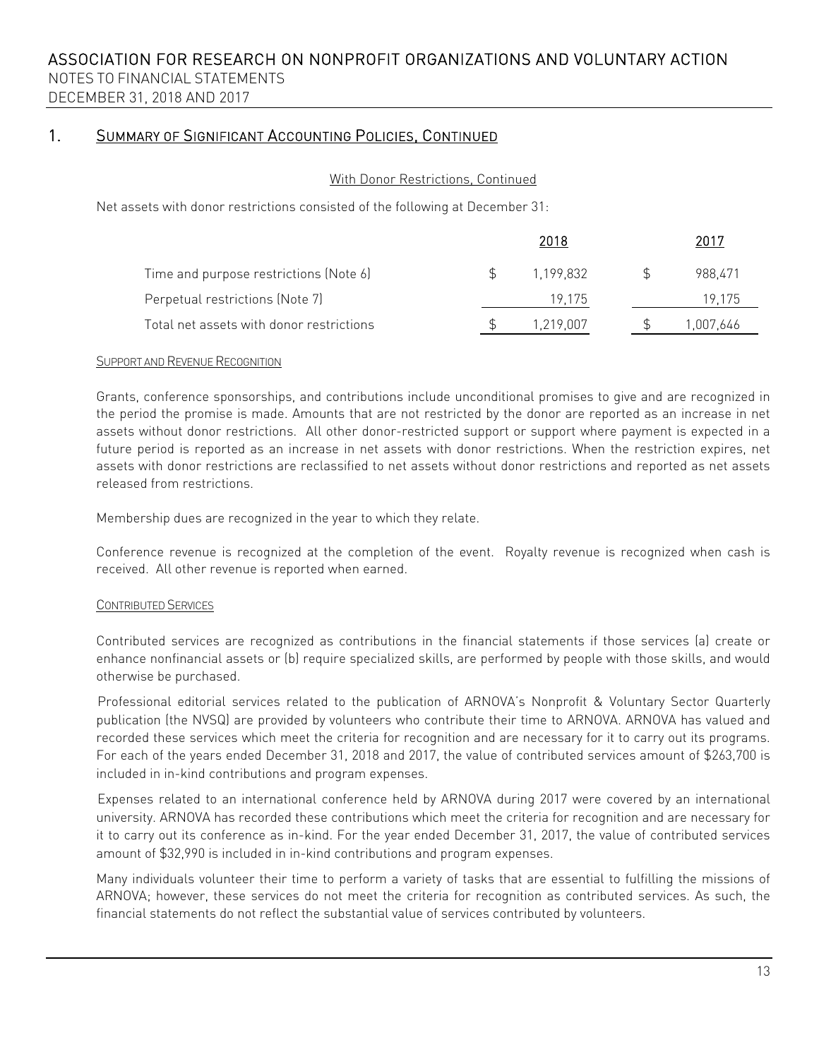## 1. Summary of Significant Accounting Policies, Continued

With Donor Restrictions, Continued

Net assets with donor restrictions consisted of the following at December 31:

| | 2018 | 2017 |
|---|---|---|
| Time and purpose restrictions (Note 6) | $ 1,199,832 | $ 988,471 |
| Perpetual restrictions (Note 7) | 19,175 | 19,175 |
| Total net assets with donor restrictions | $ 1,219,007 | $ 1,007,646 |

### Support and Revenue Recognition

Grants, conference sponsorships, and contributions include unconditional promises to give and are recognized in the period the promise is made. Amounts that are not restricted by the donor are reported as an increase in net assets without donor restrictions. All other donor-restricted support or support where payment is expected in a future period is reported as an increase in net assets with donor restrictions. When the restriction expires, net assets with donor restrictions are reclassified to net assets without donor restrictions and reported as net assets released from restrictions.

Membership dues are recognized in the year to which they relate.

Conference revenue is recognized at the completion of the event. Royalty revenue is recognized when cash is received. All other revenue is reported when earned.

### Contributed Services

Contributed services are recognized as contributions in the financial statements if those services (a) create or enhance nonfinancial assets or (b) require specialized skills, are performed by people with those skills, and would otherwise be purchased.

Professional editorial services related to the publication of ARNOVA's Nonprofit & Voluntary Sector Quarterly publication (the NVSQ) are provided by volunteers who contribute their time to ARNOVA. ARNOVA has valued and recorded these services which meet the criteria for recognition and are necessary for it to carry out its programs. For each of the years ended December 31, 2018 and 2017, the value of contributed services amount of $263,700 is included in in-kind contributions and program expenses.

Expenses related to an international conference held by ARNOVA during 2017 were covered by an international university. ARNOVA has recorded these contributions which meet the criteria for recognition and are necessary for it to carry out its conference as in-kind. For the year ended December 31, 2017, the value of contributed services amount of $32,990 is included in in-kind contributions and program expenses.

Many individuals volunteer their time to perform a variety of tasks that are essential to fulfilling the missions of ARNOVA; however, these services do not meet the criteria for recognition as contributed services. As such, the financial statements do not reflect the substantial value of services contributed by volunteers.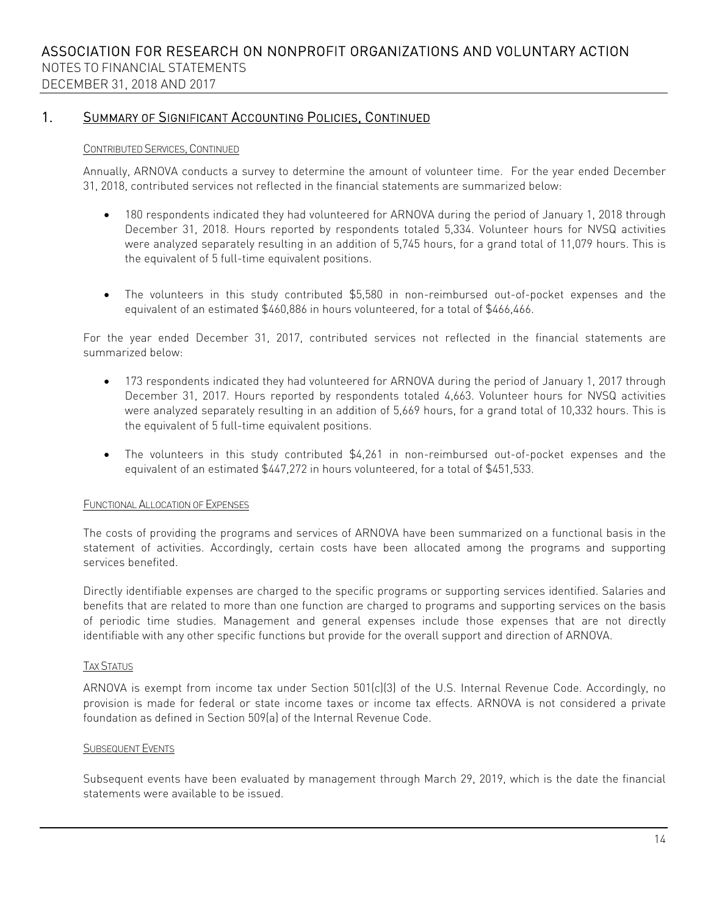## 1. Summary of Significant Accounting Policies, Continued

#### Contributed Services, Continued

Annually, ARNOVA conducts a survey to determine the amount of volunteer time. For the year ended December 31, 2018, contributed services not reflected in the financial statements are summarized below:

- 180 respondents indicated they had volunteered for ARNOVA during the period of January 1, 2018 through December 31, 2018. Hours reported by respondents totaled 5,334. Volunteer hours for NVSQ activities were analyzed separately resulting in an addition of 5,745 hours, for a grand total of 11,079 hours. This is the equivalent of 5 full-time equivalent positions.

- The volunteers in this study contributed $5,580 in non-reimbursed out-of-pocket expenses and the equivalent of an estimated $460,886 in hours volunteered, for a total of $466,466.

For the year ended December 31, 2017, contributed services not reflected in the financial statements are summarized below:

- 173 respondents indicated they had volunteered for ARNOVA during the period of January 1, 2017 through December 31, 2017. Hours reported by respondents totaled 4,663. Volunteer hours for NVSQ activities were analyzed separately resulting in an addition of 5,669 hours, for a grand total of 10,332 hours. This is the equivalent of 5 full-time equivalent positions.

- The volunteers in this study contributed $4,261 in non-reimbursed out-of-pocket expenses and the equivalent of an estimated $447,272 in hours volunteered, for a total of $451,533.

#### Functional Allocation of Expenses

The costs of providing the programs and services of ARNOVA have been summarized on a functional basis in the statement of activities. Accordingly, certain costs have been allocated among the programs and supporting services benefited.

Directly identifiable expenses are charged to the specific programs or supporting services identified. Salaries and benefits that are related to more than one function are charged to programs and supporting services on the basis of periodic time studies. Management and general expenses include those expenses that are not directly identifiable with any other specific functions but provide for the overall support and direction of ARNOVA.

#### Tax Status

ARNOVA is exempt from income tax under Section 501(c)(3) of the U.S. Internal Revenue Code. Accordingly, no provision is made for federal or state income taxes or income tax effects. ARNOVA is not considered a private foundation as defined in Section 509(a) of the Internal Revenue Code.

#### Subsequent Events

Subsequent events have been evaluated by management through March 29, 2019, which is the date the financial statements were available to be issued.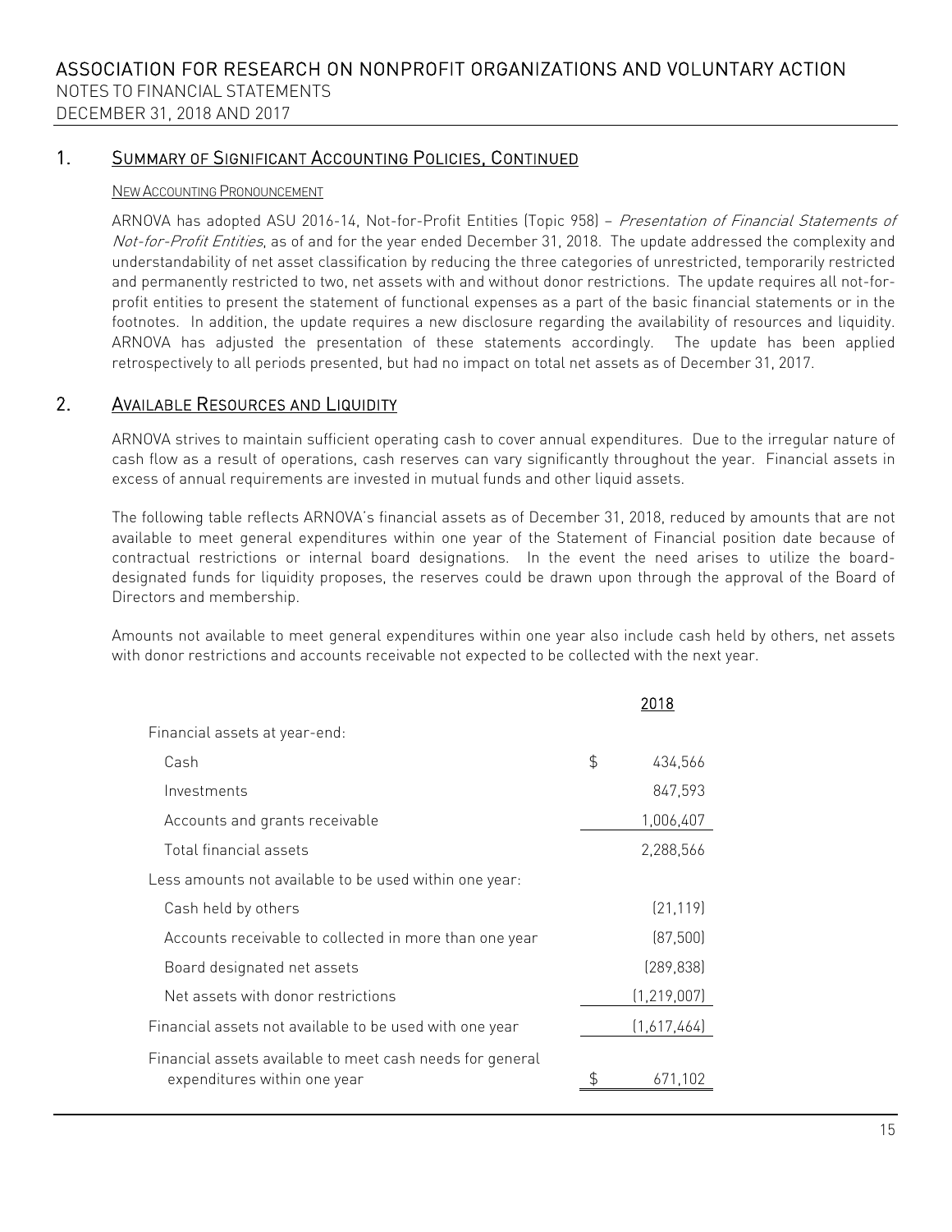# ASSOCIATION FOR RESEARCH ON NONPROFIT ORGANIZATIONS AND VOLUNTARY ACTION

NOTES TO FINANCIAL STATEMENTS

DECEMBER 31, 2018 AND 2017

## 1. SUMMARY OF SIGNIFICANT ACCOUNTING POLICIES, CONTINUED

### NEW ACCOUNTING PRONOUNCEMENT

ARNOVA has adopted ASU 2016-14, Not-for-Profit Entities (Topic 958) – *Presentation of Financial Statements of Not-for-Profit Entities*, as of and for the year ended December 31, 2018. The update addressed the complexity and understandability of net asset classification by reducing the three categories of unrestricted, temporarily restricted and permanently restricted to two, net assets with and without donor restrictions. The update requires all not-for-profit entities to present the statement of functional expenses as a part of the basic financial statements or in the footnotes. In addition, the update requires a new disclosure regarding the availability of resources and liquidity. ARNOVA has adjusted the presentation of these statements accordingly. The update has been applied retrospectively to all periods presented, but had no impact on total net assets as of December 31, 2017.

## 2. AVAILABLE RESOURCES AND LIQUIDITY

ARNOVA strives to maintain sufficient operating cash to cover annual expenditures. Due to the irregular nature of cash flow as a result of operations, cash reserves can vary significantly throughout the year. Financial assets in excess of annual requirements are invested in mutual funds and other liquid assets.

The following table reflects ARNOVA's financial assets as of December 31, 2018, reduced by amounts that are not available to meet general expenditures within one year of the Statement of Financial position date because of contractual restrictions or internal board designations. In the event the need arises to utilize the board-designated funds for liquidity proposes, the reserves could be drawn upon through the approval of the Board of Directors and membership.

Amounts not available to meet general expenditures within one year also include cash held by others, net assets with donor restrictions and accounts receivable not expected to be collected with the next year.

| | 2018 |
|---|---|
| Financial assets at year-end: | |
| Cash | $ 434,566 |
| Investments | 847,593 |
| Accounts and grants receivable | 1,006,407 |
| Total financial assets | 2,288,566 |
| Less amounts not available to be used within one year: | |
| Cash held by others | (21,119) |
| Accounts receivable to collected in more than one year | (87,500) |
| Board designated net assets | (289,838) |
| Net assets with donor restrictions | (1,219,007) |
| Financial assets not available to be used with one year | (1,617,464) |
| Financial assets available to meet cash needs for general expenditures within one year | $ 671,102 |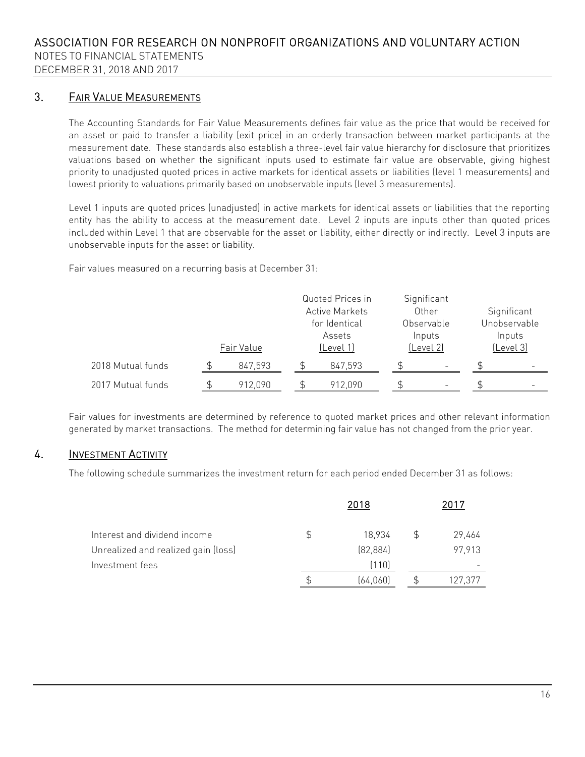# ASSOCIATION FOR RESEARCH ON NONPROFIT ORGANIZATIONS AND VOLUNTARY ACTION

NOTES TO FINANCIAL STATEMENTS

DECEMBER 31, 2018 AND 2017

## 3. FAIR VALUE MEASUREMENTS

The Accounting Standards for Fair Value Measurements defines fair value as the price that would be received for an asset or paid to transfer a liability (exit price) in an orderly transaction between market participants at the measurement date. These standards also establish a three-level fair value hierarchy for disclosure that prioritizes valuations based on whether the significant inputs used to estimate fair value are observable, giving highest priority to unadjusted quoted prices in active markets for identical assets or liabilities (level 1 measurements) and lowest priority to valuations primarily based on unobservable inputs (level 3 measurements).

Level 1 inputs are quoted prices (unadjusted) in active markets for identical assets or liabilities that the reporting entity has the ability to access at the measurement date. Level 2 inputs are inputs other than quoted prices included within Level 1 that are observable for the asset or liability, either directly or indirectly. Level 3 inputs are unobservable inputs for the asset or liability.

Fair values measured on a recurring basis at December 31:

| | Fair Value | Quoted Prices in Active Markets for Identical Assets (Level 1) | Significant Other Observable Inputs (Level 2) | Significant Unobservable Inputs (Level 3) |
|---|---|---|---|---|
| 2018 Mutual funds | $ 847,593 | $ 847,593 | $ - | $ - |
| 2017 Mutual funds | $ 912,090 | $ 912,090 | $ - | $ - |

Fair values for investments are determined by reference to quoted market prices and other relevant information generated by market transactions. The method for determining fair value has not changed from the prior year.

## 4. INVESTMENT ACTIVITY

The following schedule summarizes the investment return for each period ended December 31 as follows:

| | 2018 | 2017 |
|---|---|---|
| Interest and dividend income | $ 18,934 | $ 29,464 |
| Unrealized and realized gain (loss) | (82,884) | 97,913 |
| Investment fees | (110) | - |
| | $ (64,060) | $ 127,377 |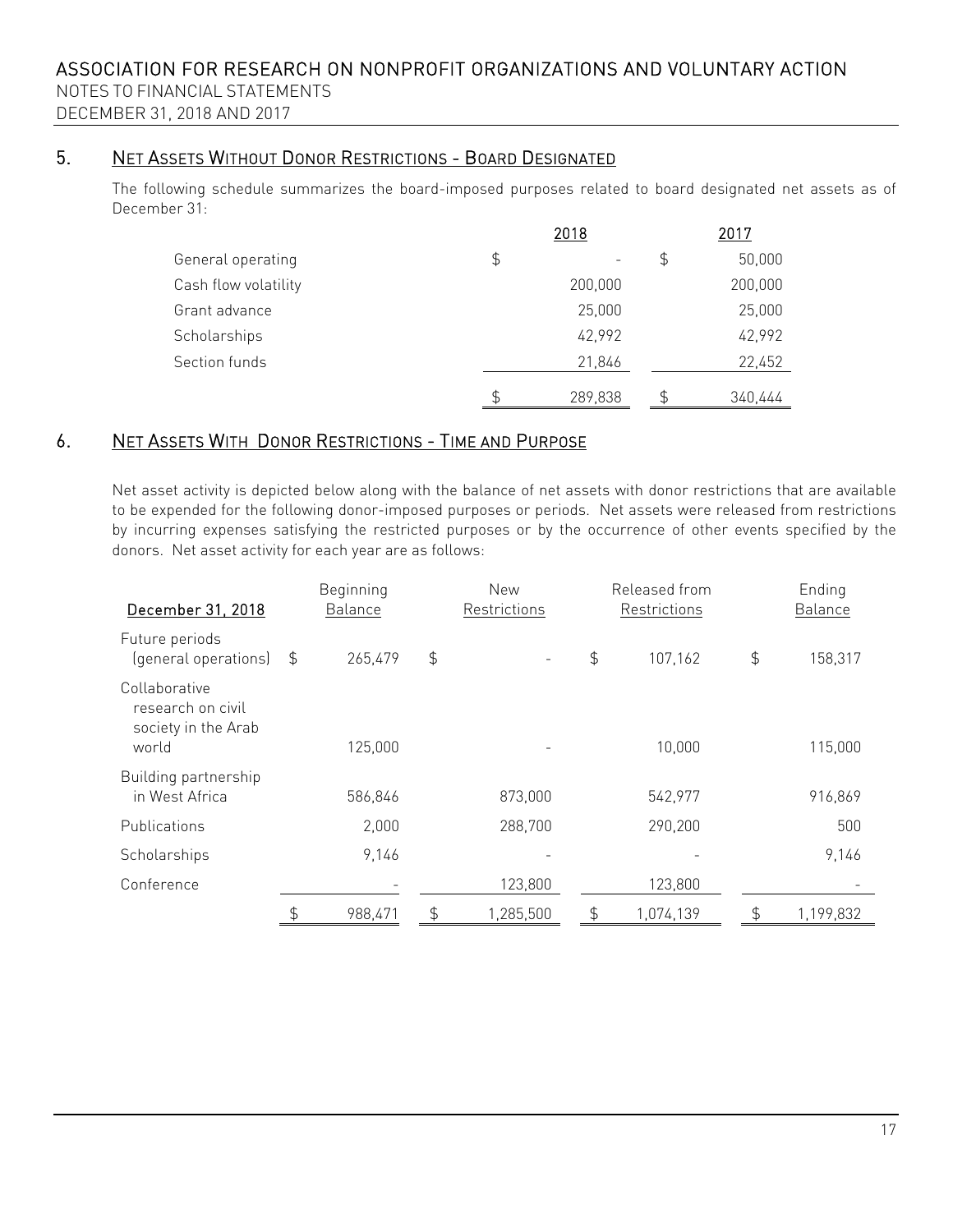## 5. Net Assets Without Donor Restrictions - Board Designated

The following schedule summarizes the board-imposed purposes related to board designated net assets as of December 31:

| | 2018 | 2017 |
|---|---|---|
| General operating | $ - | $ 50,000 |
| Cash flow volatility | 200,000 | 200,000 |
| Grant advance | 25,000 | 25,000 |
| Scholarships | 42,992 | 42,992 |
| Section funds | 21,846 | 22,452 |
| | $ 289,838 | $ 340,444 |

## 6. Net Assets With Donor Restrictions - Time and Purpose

Net asset activity is depicted below along with the balance of net assets with donor restrictions that are available to be expended for the following donor-imposed purposes or periods. Net assets were released from restrictions by incurring expenses satisfying the restricted purposes or by the occurrence of other events specified by the donors. Net asset activity for each year are as follows:

| December 31, 2018 | Beginning Balance | New Restrictions | Released from Restrictions | Ending Balance |
|---|---|---|---|---|
| Future periods (general operations) | $ 265,479 | $ - | $ 107,162 | $ 158,317 |
| Collaborative research on civil society in the Arab world | 125,000 | - | 10,000 | 115,000 |
| Building partnership in West Africa | 586,846 | 873,000 | 542,977 | 916,869 |
| Publications | 2,000 | 288,700 | 290,200 | 500 |
| Scholarships | 9,146 | - | - | 9,146 |
| Conference | - | 123,800 | 123,800 | - |
| | $ 988,471 | $ 1,285,500 | $ 1,074,139 | $ 1,199,832 |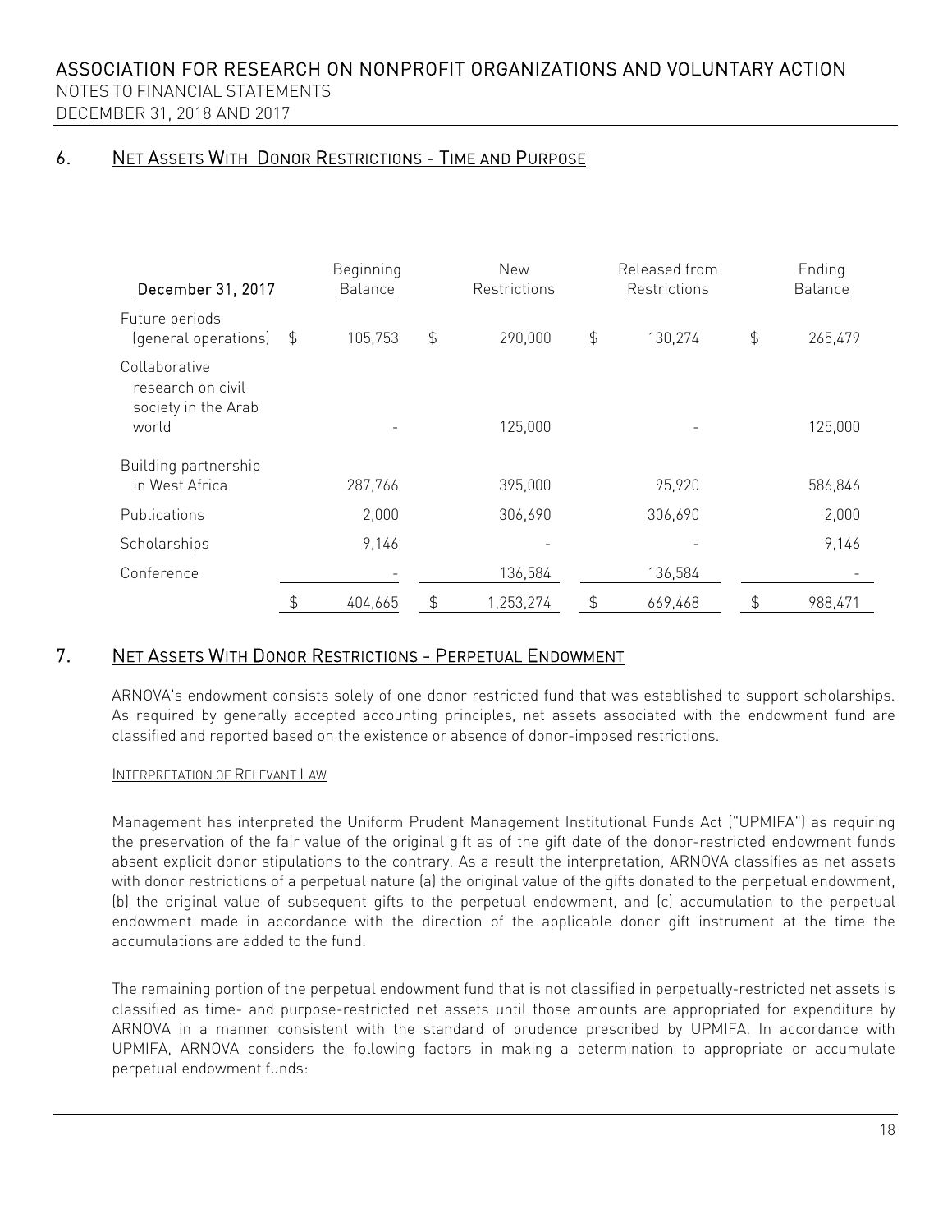ASSOCIATION FOR RESEARCH ON NONPROFIT ORGANIZATIONS AND VOLUNTARY ACTION
NOTES TO FINANCIAL STATEMENTS
DECEMBER 31, 2018 AND 2017

## 6. Net Assets With Donor Restrictions - Time and Purpose

| December 31, 2017 | Beginning Balance | New Restrictions | Released from Restrictions | Ending Balance |
|---|---|---|---|---|
| Future periods (general operations) | $ 105,753 | $ 290,000 | $ 130,274 | $ 265,479 |
| Collaborative research on civil society in the Arab world | - | 125,000 | - | 125,000 |
| Building partnership in West Africa | 287,766 | 395,000 | 95,920 | 586,846 |
| Publications | 2,000 | 306,690 | 306,690 | 2,000 |
| Scholarships | 9,146 | - | - | 9,146 |
| Conference | - | 136,584 | 136,584 | - |
| | $ 404,665 | $ 1,253,274 | $ 669,468 | $ 988,471 |

## 7. Net Assets With Donor Restrictions - Perpetual Endowment

ARNOVA's endowment consists solely of one donor restricted fund that was established to support scholarships. As required by generally accepted accounting principles, net assets associated with the endowment fund are classified and reported based on the existence or absence of donor-imposed restrictions.

### Interpretation of Relevant Law

Management has interpreted the Uniform Prudent Management Institutional Funds Act ("UPMIFA") as requiring the preservation of the fair value of the original gift as of the gift date of the donor-restricted endowment funds absent explicit donor stipulations to the contrary. As a result the interpretation, ARNOVA classifies as net assets with donor restrictions of a perpetual nature (a) the original value of the gifts donated to the perpetual endowment, (b) the original value of subsequent gifts to the perpetual endowment, and (c) accumulation to the perpetual endowment made in accordance with the direction of the applicable donor gift instrument at the time the accumulations are added to the fund.

The remaining portion of the perpetual endowment fund that is not classified in perpetually-restricted net assets is classified as time- and purpose-restricted net assets until those amounts are appropriated for expenditure by ARNOVA in a manner consistent with the standard of prudence prescribed by UPMIFA. In accordance with UPMIFA, ARNOVA considers the following factors in making a determination to appropriate or accumulate perpetual endowment funds: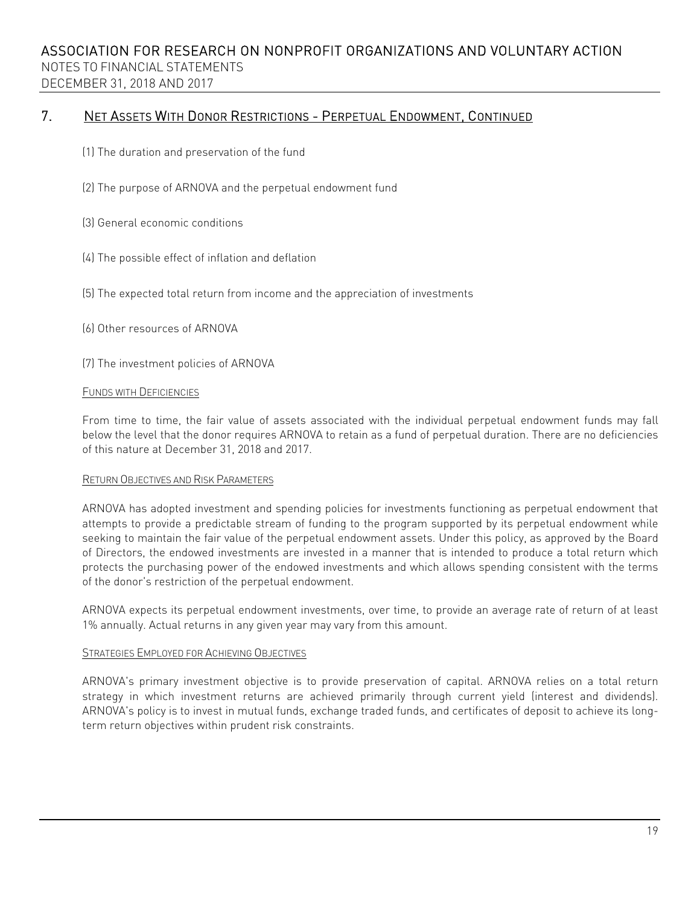## 7. Net Assets With Donor Restrictions - Perpetual Endowment, Continued

(1) The duration and preservation of the fund

(2) The purpose of ARNOVA and the perpetual endowment fund

(3) General economic conditions

(4) The possible effect of inflation and deflation

(5) The expected total return from income and the appreciation of investments

(6) Other resources of ARNOVA

(7) The investment policies of ARNOVA

### Funds with Deficiencies

From time to time, the fair value of assets associated with the individual perpetual endowment funds may fall below the level that the donor requires ARNOVA to retain as a fund of perpetual duration. There are no deficiencies of this nature at December 31, 2018 and 2017.

### Return Objectives and Risk Parameters

ARNOVA has adopted investment and spending policies for investments functioning as perpetual endowment that attempts to provide a predictable stream of funding to the program supported by its perpetual endowment while seeking to maintain the fair value of the perpetual endowment assets. Under this policy, as approved by the Board of Directors, the endowed investments are invested in a manner that is intended to produce a total return which protects the purchasing power of the endowed investments and which allows spending consistent with the terms of the donor's restriction of the perpetual endowment.

ARNOVA expects its perpetual endowment investments, over time, to provide an average rate of return of at least 1% annually. Actual returns in any given year may vary from this amount.

### Strategies Employed for Achieving Objectives

ARNOVA's primary investment objective is to provide preservation of capital. ARNOVA relies on a total return strategy in which investment returns are achieved primarily through current yield (interest and dividends). ARNOVA's policy is to invest in mutual funds, exchange traded funds, and certificates of deposit to achieve its long-term return objectives within prudent risk constraints.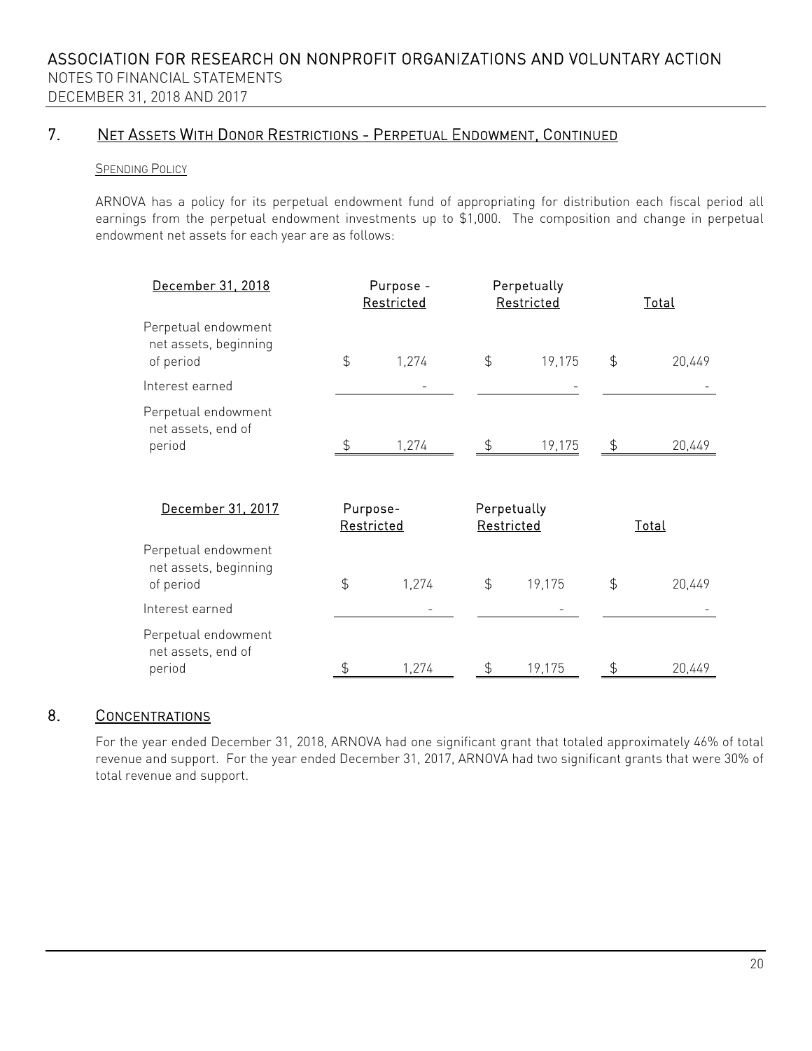## 7. Net Assets With Donor Restrictions - Perpetual Endowment, Continued

### Spending Policy

ARNOVA has a policy for its perpetual endowment fund of appropriating for distribution each fiscal period all earnings from the perpetual endowment investments up to $1,000. The composition and change in perpetual endowment net assets for each year are as follows:

| December 31, 2018 | Purpose - Restricted | Perpetually Restricted | Total |
|---|---|---|---|
| Perpetual endowment net assets, beginning of period | $ 1,274 | $ 19,175 | $ 20,449 |
| Interest earned | - | - | - |
| Perpetual endowment net assets, end of period | $ 1,274 | $ 19,175 | $ 20,449 |

| December 31, 2017 | Purpose- Restricted | Perpetually Restricted | Total |
|---|---|---|---|
| Perpetual endowment net assets, beginning of period | $ 1,274 | $ 19,175 | $ 20,449 |
| Interest earned | - | - | - |
| Perpetual endowment net assets, end of period | $ 1,274 | $ 19,175 | $ 20,449 |

## 8. Concentrations

For the year ended December 31, 2018, ARNOVA had one significant grant that totaled approximately 46% of total revenue and support. For the year ended December 31, 2017, ARNOVA had two significant grants that were 30% of total revenue and support.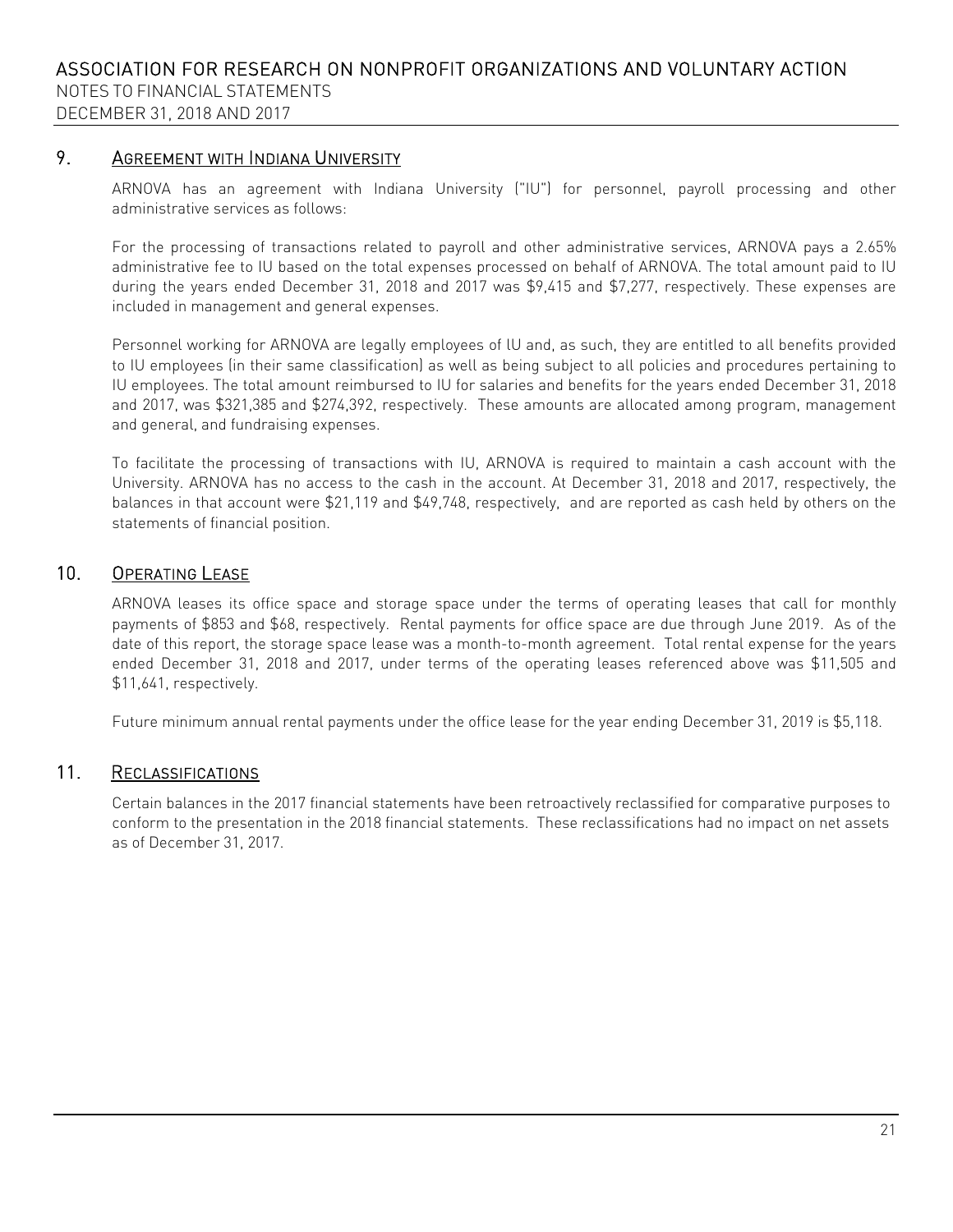## 9. Agreement with Indiana University

ARNOVA has an agreement with Indiana University ("IU") for personnel, payroll processing and other administrative services as follows:

For the processing of transactions related to payroll and other administrative services, ARNOVA pays a 2.65% administrative fee to IU based on the total expenses processed on behalf of ARNOVA. The total amount paid to IU during the years ended December 31, 2018 and 2017 was $9,415 and $7,277, respectively. These expenses are included in management and general expenses.

Personnel working for ARNOVA are legally employees of IU and, as such, they are entitled to all benefits provided to IU employees (in their same classification) as well as being subject to all policies and procedures pertaining to IU employees. The total amount reimbursed to IU for salaries and benefits for the years ended December 31, 2018 and 2017, was $321,385 and $274,392, respectively. These amounts are allocated among program, management and general, and fundraising expenses.

To facilitate the processing of transactions with IU, ARNOVA is required to maintain a cash account with the University. ARNOVA has no access to the cash in the account. At December 31, 2018 and 2017, respectively, the balances in that account were $21,119 and $49,748, respectively, and are reported as cash held by others on the statements of financial position.

## 10. Operating Lease

ARNOVA leases its office space and storage space under the terms of operating leases that call for monthly payments of $853 and $68, respectively. Rental payments for office space are due through June 2019. As of the date of this report, the storage space lease was a month-to-month agreement. Total rental expense for the years ended December 31, 2018 and 2017, under terms of the operating leases referenced above was $11,505 and $11,641, respectively.

Future minimum annual rental payments under the office lease for the year ending December 31, 2019 is $5,118.

## 11. Reclassifications

Certain balances in the 2017 financial statements have been retroactively reclassified for comparative purposes to conform to the presentation in the 2018 financial statements. These reclassifications had no impact on net assets as of December 31, 2017.